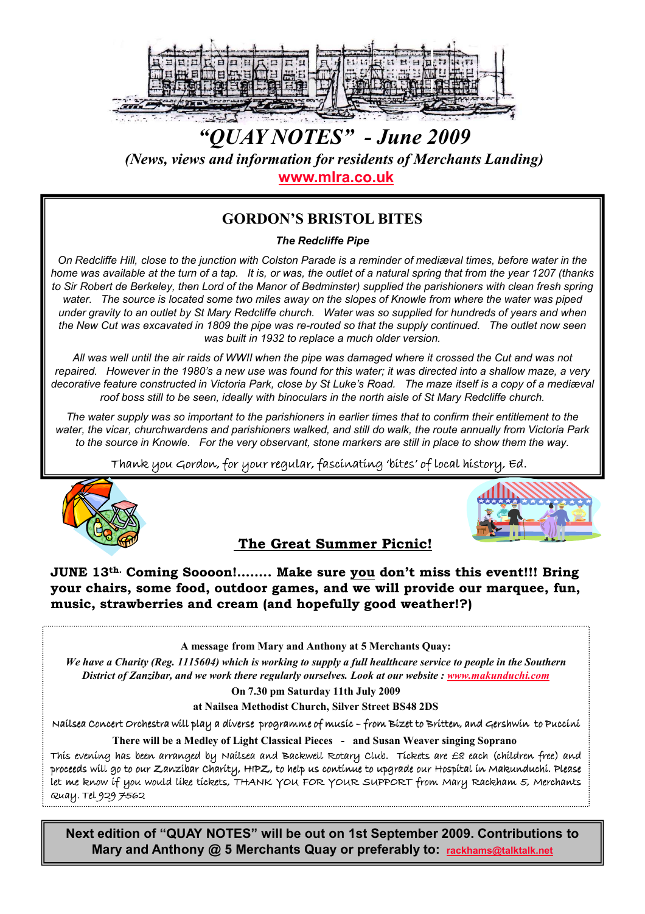# "QUAY NOTES" - June 2009

*(News, views and information for residents of Merchants Landing)*

www.mlra.co.uk

## GORDON'S BRISTOL BITES

***The Redcliffe Pipe***

*On Redcliffe Hill, close to the junction with Colston Parade is a reminder of mediæval times, before water in the home was available at the turn of a tap. It is, or was, the outlet of a natural spring that from the year 1207 (thanks to Sir Robert de Berkeley, then Lord of the Manor of Bedminster) supplied the parishioners with clean fresh spring water. The source is located some two miles away on the slopes of Knowle from where the water was piped under gravity to an outlet by St Mary Redcliffe church. Water was so supplied for hundreds of years and when the New Cut was excavated in 1809 the pipe was re-routed so that the supply continued. The outlet now seen was built in 1932 to replace a much older version.*

*All was well until the air raids of WWII when the pipe was damaged where it crossed the Cut and was not repaired. However in the 1980's a new use was found for this water; it was directed into a shallow maze, a very decorative feature constructed in Victoria Park, close by St Luke's Road. The maze itself is a copy of a mediæval roof boss still to be seen, ideally with binoculars in the north aisle of St Mary Redcliffe church.*

*The water supply was so important to the parishioners in earlier times that to confirm their entitlement to the water, the vicar, churchwardens and parishioners walked, and still do walk, the route annually from Victoria Park to the source in Knowle. For the very observant, stone markers are still in place to show them the way.*

Thank you Gordon, for your regular, fascinating 'bites' of local history, Ed.

## The Great Summer Picnic!

**JUNE 13th. Coming Sooooon!........ Make sure you don't miss this event!!! Bring your chairs, some food, outdoor games, and we will provide our marquee, fun, music, strawberries and cream (and hopefully good weather!?)**

**A message from Mary and Anthony at 5 Merchants Quay:**

***We have a Charity (Reg. 1115604) which is working to supply a full healthcare service to people in the Southern District of Zanzibar, and we work there regularly ourselves. Look at our website : www.makunduchi.com***

**On 7.30 pm Saturday 11th July 2009**

**at Nailsea Methodist Church, Silver Street BS48 2DS**

Nailsea Concert Orchestra will play a diverse programme of music – from Bizet to Britten, and Gershwin to Puccini

**There will be a Medley of Light Classical Pieces - and Susan Weaver singing Soprano**

This evening has been arranged by Nailsea and Backwell Rotary Club. Tickets are £8 each (children free) and proceeds will go to our Zanzibar Charity, HIPZ, to help us continue to upgrade our Hospital in Makunduchi. Please let me know if you would like tickets, THANK YOU FOR YOUR SUPPORT from Mary Rackham 5, Merchants Quay. Tel 929 7562

**Next edition of "QUAY NOTES" will be out on 1st September 2009. Contributions to Mary and Anthony @ 5 Merchants Quay or preferably to: rackhams@talktalk.net**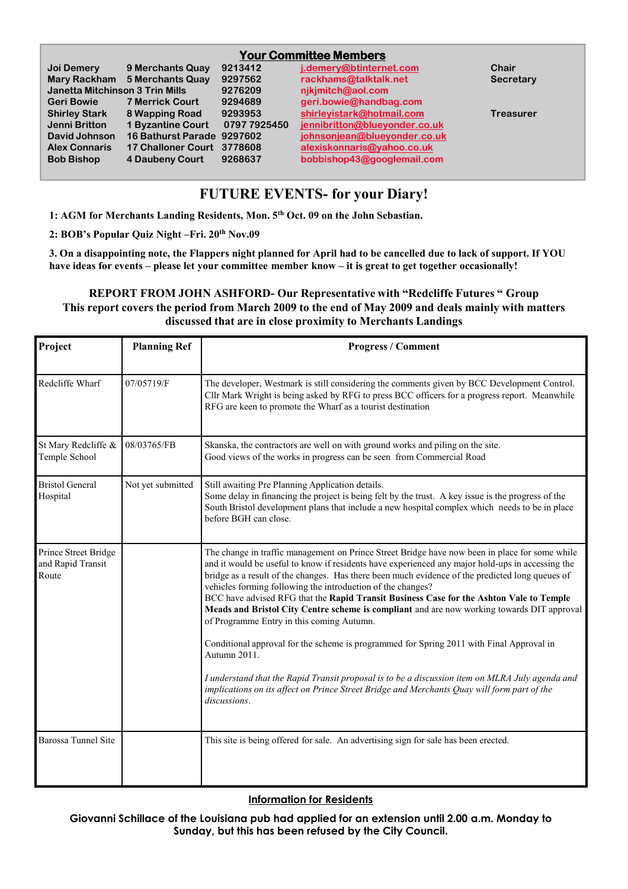## Your Committee Members

| | | | | |
|---|---|---|---|---|
| Joi Demery | 9 Merchants Quay | 9213412 | j.demery@btinternet.com | Chair |
| Mary Rackham | 5 Merchants Quay | 9297562 | rackhams@talktalk.net | Secretary |
| Janetta Mitchinson | 3 Trin Mills | 9276209 | njkjmitch@aol.com | |
| Geri Bowie | 7 Merrick Court | 9294689 | geri.bowie@handbag.com | |
| Shirley Stark | 8 Wapping Road | 9293953 | shirleyistark@hotmail.com | Treasurer |
| Jenni Britton | 1 Byzantine Court | 0797 7925450 | jennibritton@blueyonder.co.uk | |
| David Johnson | 16 Bathurst Parade | 9297602 | johnsonjean@blueyonder.co.uk | |
| Alex Connaris | 17 Challoner Court | 3778608 | alexiskonnaris@yahoo.co.uk | |
| Bob Bishop | 4 Daubeny Court | 9268637 | bobbishop43@googlemail.com | |

# FUTURE EVENTS- for your Diary!

**1: AGM for Merchants Landing Residents, Mon. 5th Oct. 09 on the John Sebastian.**

**2: BOB's Popular Quiz Night –Fri. 20th Nov.09**

**3. On a disappointing note, the Flappers night planned for April had to be cancelled due to lack of support. If YOU have ideas for events – please let your committee member know – it is great to get together occasionally!**

## REPORT FROM JOHN ASHFORD- Our Representative with "Redcliffe Futures " Group

**This report covers the period from March 2009 to the end of May 2009 and deals mainly with matters discussed that are in close proximity to Merchants Landings**

| Project | Planning Ref | Progress / Comment |
|---|---|---|
| Redcliffe Wharf | 07/05719/F | The developer, Westmark is still considering the comments given by BCC Development Control. Cllr Mark Wright is being asked by RFG to press BCC officers for a progress report. Meanwhile RFG are keen to promote the Wharf as a tourist destination |
| St Mary Redcliffe & Temple School | 08/03765/FB | Skanska, the contractors are well on with ground works and piling on the site.<br>Good views of the works in progress can be seen from Commercial Road |
| Bristol General Hospital | Not yet submitted | Still awaiting Pre Planning Application details.<br>Some delay in financing the project is being felt by the trust. A key issue is the progress of the South Bristol development plans that include a new hospital complex which needs to be in place before BGH can close. |
| Prince Street Bridge and Rapid Transit Route | | The change in traffic management on Prince Street Bridge have now been in place for some while and it would be useful to know if residents have experienced any major hold-ups in accessing the bridge as a result of the changes. Has there been much evidence of the predicted long queues of vehicles forming following the introduction of the changes?<br>BCC have advised RFG that the **Rapid Transit Business Case for the Ashton Vale to Temple Meads and Bristol City Centre scheme is compliant** and are now working towards DIT approval of Programme Entry in this coming Autumn.<br><br>Conditional approval for the scheme is programmed for Spring 2011 with Final Approval in Autumn 2011.<br><br>*I understand that the Rapid Transit proposal is to be a discussion item on MLRA July agenda and implications on its affect on Prince Street Bridge and Merchants Quay will form part of the discussions.* |
| Barossa Tunnel Site | | This site is being offered for sale. An advertising sign for sale has been erected. |

## Information for Residents

**Giovanni Schillace of the Louisiana pub had applied for an extension until 2.00 a.m. Monday to Sunday, but this has been refused by the City Council.**